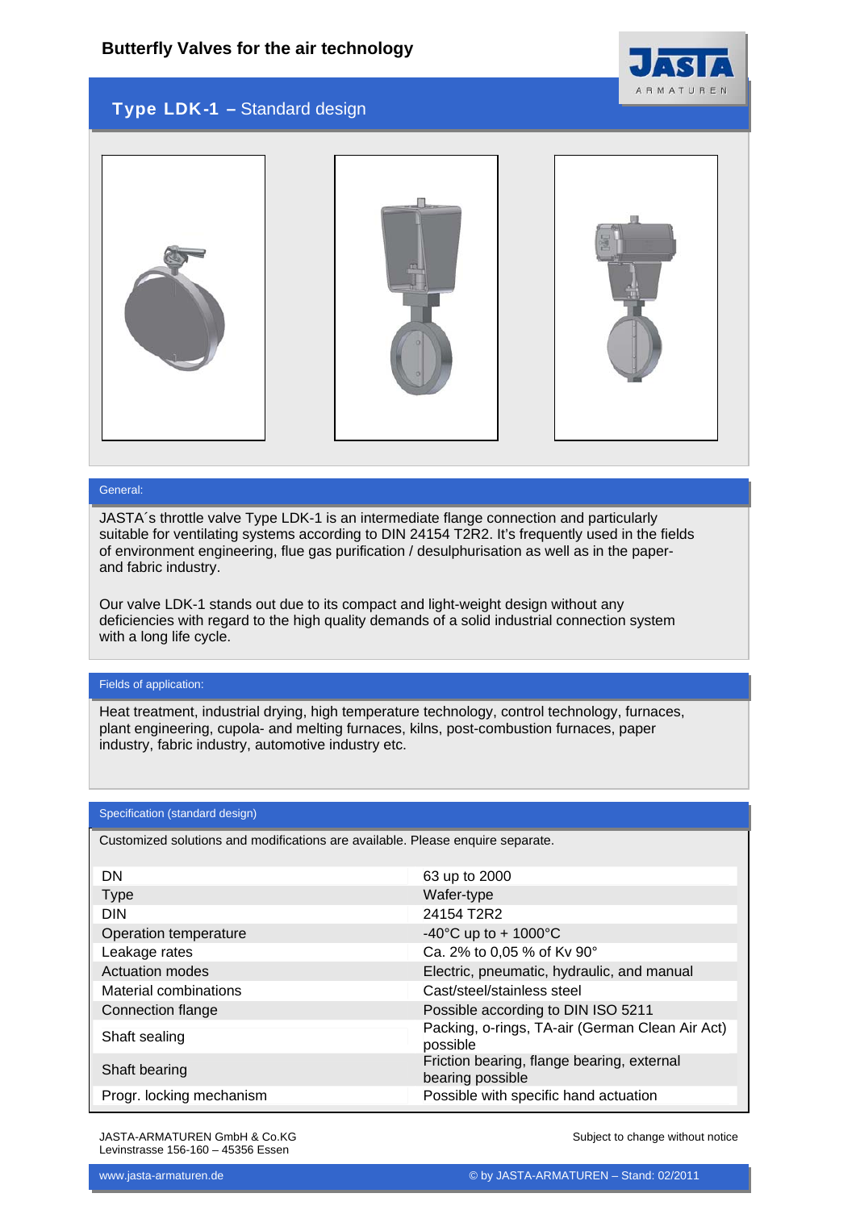# Butterfly Valves for the air technology

## Type LDK-1 – Standard design

### General:

JASTA´s throttle valve Type LDK-1 is an intermediate flange connection and particularly suitable for ventilating systems according to DIN 24154 T2R2. It's frequently used in the fields of environment engineering, flue gas purification / desulphurisation as well as in the paper- and fabric industry.

Our valve LDK-1 stands out due to its compact and light-weight design without any deficiencies with regard to the high quality demands of a solid industrial connection system with a long life cycle.

### Fields of application:

Heat treatment, industrial drying, high temperature technology, control technology, furnaces, plant engineering, cupola- and melting furnaces, kilns, post-combustion furnaces, paper industry, fabric industry, automotive industry etc.

### Specification (standard design)

Customized solutions and modifications are available. Please enquire separate.

| | |
|---|---|
| DN | 63 up to 2000 |
| Type | Wafer-type |
| DIN | 24154 T2R2 |
| Operation temperature | -40°C up to + 1000°C |
| Leakage rates | Ca. 2% to 0,05 % of Kv 90° |
| Actuation modes | Electric, pneumatic, hydraulic, and manual |
| Material combinations | Cast/steel/stainless steel |
| Connection flange | Possible according to DIN ISO 5211 |
| Shaft sealing | Packing, o-rings, TA-air (German Clean Air Act) possible |
| Shaft bearing | Friction bearing, flange bearing, external bearing possible |
| Progr. locking mechanism | Possible with specific hand actuation |

JASTA-ARMATUREN GmbH & Co.KG
Levinstrasse 156-160 – 45356 Essen

Subject to change without notice

www.jasta-armaturen.de

© by JASTA-ARMATUREN – Stand: 02/2011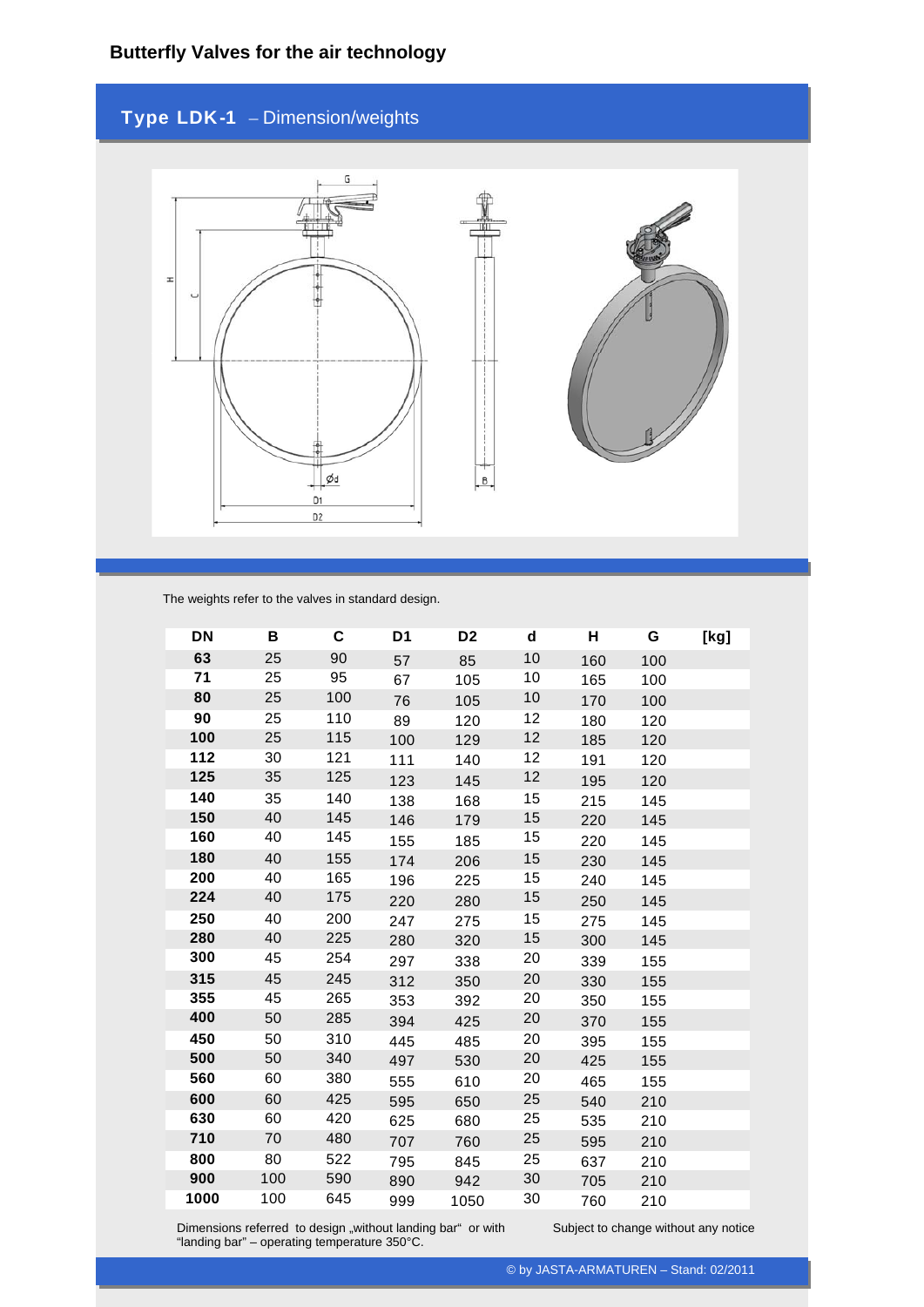# Butterfly Valves for the air technology

## Type LDK-1 – Dimension/weights

The weights refer to the valves in standard design.

| DN | B | C | D1 | D2 | d | H | G | [kg] |
|---|---|---|---|---|---|---|---|---|
| 63 | 25 | 90 | 57 | 85 | 10 | 160 | 100 | |
| 71 | 25 | 95 | 67 | 105 | 10 | 165 | 100 | |
| 80 | 25 | 100 | 76 | 105 | 10 | 170 | 100 | |
| 90 | 25 | 110 | 89 | 120 | 12 | 180 | 120 | |
| 100 | 25 | 115 | 100 | 129 | 12 | 185 | 120 | |
| 112 | 30 | 121 | 111 | 140 | 12 | 191 | 120 | |
| 125 | 35 | 125 | 123 | 145 | 12 | 195 | 120 | |
| 140 | 35 | 140 | 138 | 168 | 15 | 215 | 145 | |
| 150 | 40 | 145 | 146 | 179 | 15 | 220 | 145 | |
| 160 | 40 | 145 | 155 | 185 | 15 | 220 | 145 | |
| 180 | 40 | 155 | 174 | 206 | 15 | 230 | 145 | |
| 200 | 40 | 165 | 196 | 225 | 15 | 240 | 145 | |
| 224 | 40 | 175 | 220 | 280 | 15 | 250 | 145 | |
| 250 | 40 | 200 | 247 | 275 | 15 | 275 | 145 | |
| 280 | 40 | 225 | 280 | 320 | 15 | 300 | 145 | |
| 300 | 45 | 254 | 297 | 338 | 20 | 339 | 155 | |
| 315 | 45 | 245 | 312 | 350 | 20 | 330 | 155 | |
| 355 | 45 | 265 | 353 | 392 | 20 | 350 | 155 | |
| 400 | 50 | 285 | 394 | 425 | 20 | 370 | 155 | |
| 450 | 50 | 310 | 445 | 485 | 20 | 395 | 155 | |
| 500 | 50 | 340 | 497 | 530 | 20 | 425 | 155 | |
| 560 | 60 | 380 | 555 | 610 | 20 | 465 | 155 | |
| 600 | 60 | 425 | 595 | 650 | 25 | 540 | 210 | |
| 630 | 60 | 420 | 625 | 680 | 25 | 535 | 210 | |
| 710 | 70 | 480 | 707 | 760 | 25 | 595 | 210 | |
| 800 | 80 | 522 | 795 | 845 | 25 | 637 | 210 | |
| 900 | 100 | 590 | 890 | 942 | 30 | 705 | 210 | |
| 1000 | 100 | 645 | 999 | 1050 | 30 | 760 | 210 | |

Dimensions referred to design „without landing bar“ or with "landing bar" – operating temperature 350°C.

Subject to change without any notice

© by JASTA-ARMATUREN – Stand: 02/2011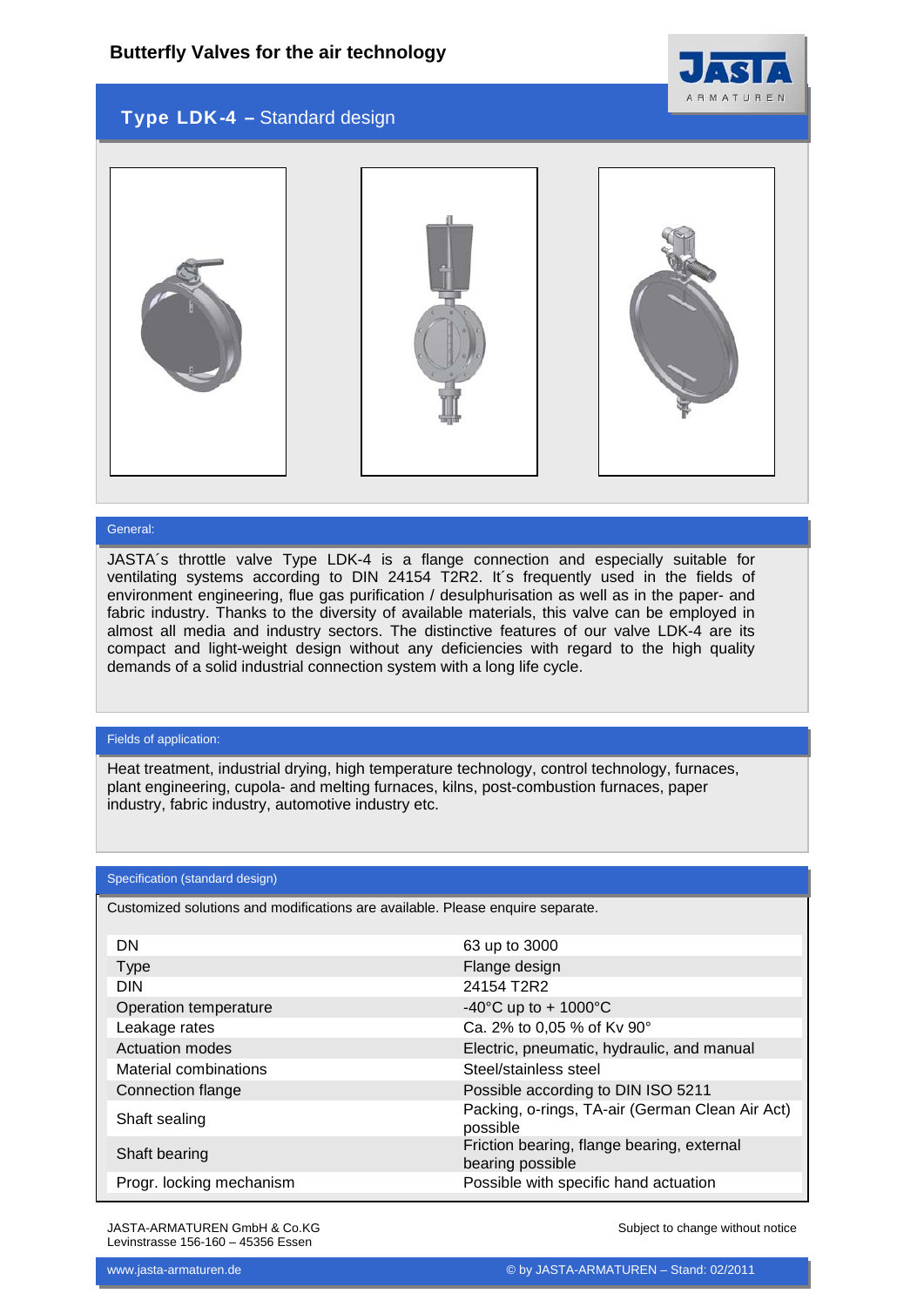# Butterfly Valves for the air technology

## Type LDK-4 – Standard design

### General:

JASTA´s throttle valve Type LDK-4 is a flange connection and especially suitable for ventilating systems according to DIN 24154 T2R2. It´s frequently used in the fields of environment engineering, flue gas purification / desulphurisation as well as in the paper- and fabric industry. Thanks to the diversity of available materials, this valve can be employed in almost all media and industry sectors. The distinctive features of our valve LDK-4 are its compact and light-weight design without any deficiencies with regard to the high quality demands of a solid industrial connection system with a long life cycle.

### Fields of application:

Heat treatment, industrial drying, high temperature technology, control technology, furnaces, plant engineering, cupola- and melting furnaces, kilns, post-combustion furnaces, paper industry, fabric industry, automotive industry etc.

### Specification (standard design)

Customized solutions and modifications are available. Please enquire separate.

| | |
|---|---|
| DN | 63 up to 3000 |
| Type | Flange design |
| DIN | 24154 T2R2 |
| Operation temperature | -40°C up to + 1000°C |
| Leakage rates | Ca. 2% to 0,05 % of Kv 90° |
| Actuation modes | Electric, pneumatic, hydraulic, and manual |
| Material combinations | Steel/stainless steel |
| Connection flange | Possible according to DIN ISO 5211 |
| Shaft sealing | Packing, o-rings, TA-air (German Clean Air Act) possible |
| Shaft bearing | Friction bearing, flange bearing, external bearing possible |
| Progr. locking mechanism | Possible with specific hand actuation |

JASTA-ARMATUREN GmbH & Co.KG
Levinstrasse 156-160 – 45356 Essen

Subject to change without notice

www.jasta-armaturen.de

© by JASTA-ARMATUREN – Stand: 02/2011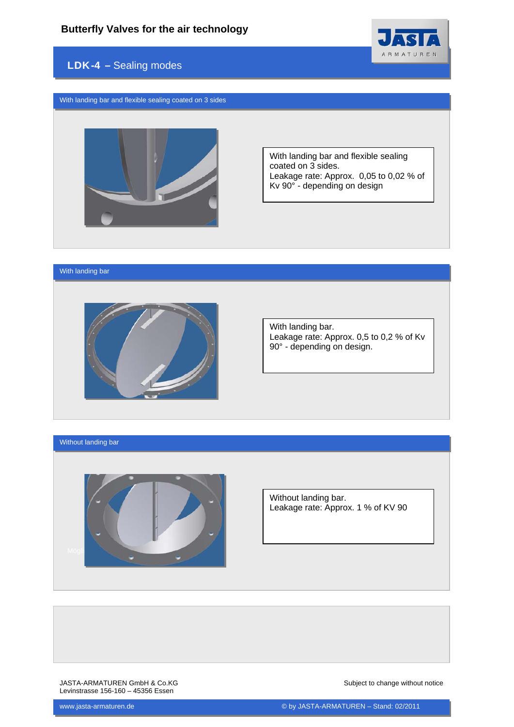# Butterfly Valves for the air technology

## LDK-4 – Sealing modes

### With landing bar and flexible sealing coated on 3 sides

With landing bar and flexible sealing coated on 3 sides.
Leakage rate: Approx. 0,05 to 0,02 % of Kv 90° - depending on design

### With landing bar

With landing bar.
Leakage rate: Approx. 0,5 to 0,2 % of Kv 90° - depending on design.

### Without landing bar

Without landing bar.
Leakage rate: Approx. 1 % of KV 90

JASTA-ARMATUREN GmbH & Co.KG
Levinstrasse 156-160 – 45356 Essen

Subject to change without notice

www.jasta-armaturen.de

© by JASTA-ARMATUREN – Stand: 02/2011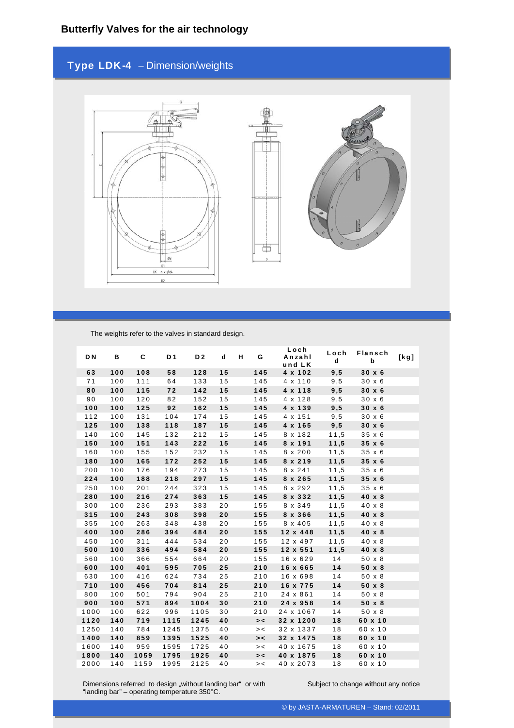# Butterfly Valves for the air technology

## Type LDK-4 – Dimension/weights

The weights refer to the valves in standard design.

| DN | B | C | D1 | D2 | d | H | G | Loch Anzahl und LK | Loch d | Flansch b | [kg] |
|---|---|---|---|---|---|---|---|---|---|---|---|
| 63 | 100 | 108 | 58 | 128 | 15 | | 145 | 4 x 102 | 9,5 | 30 x 6 | |
| 71 | 100 | 111 | 64 | 133 | 15 | | 145 | 4 x 110 | 9,5 | 30 x 6 | |
| 80 | 100 | 115 | 72 | 142 | 15 | | 145 | 4 x 118 | 9,5 | 30 x 6 | |
| 90 | 100 | 120 | 82 | 152 | 15 | | 145 | 4 x 128 | 9,5 | 30 x 6 | |
| 100 | 100 | 125 | 92 | 162 | 15 | | 145 | 4 x 139 | 9,5 | 30 x 6 | |
| 112 | 100 | 131 | 104 | 174 | 15 | | 145 | 4 x 151 | 9,5 | 30 x 6 | |
| 125 | 100 | 138 | 118 | 187 | 15 | | 145 | 4 x 165 | 9,5 | 30 x 6 | |
| 140 | 100 | 145 | 132 | 212 | 15 | | 145 | 8 x 182 | 11,5 | 35 x 6 | |
| 150 | 100 | 151 | 143 | 222 | 15 | | 145 | 8 x 191 | 11,5 | 35 x 6 | |
| 160 | 100 | 155 | 152 | 232 | 15 | | 145 | 8 x 200 | 11,5 | 35 x 6 | |
| 180 | 100 | 165 | 172 | 252 | 15 | | 145 | 8 x 219 | 11,5 | 35 x 6 | |
| 200 | 100 | 176 | 194 | 273 | 15 | | 145 | 8 x 241 | 11,5 | 35 x 6 | |
| 224 | 100 | 188 | 218 | 297 | 15 | | 145 | 8 x 265 | 11,5 | 35 x 6 | |
| 250 | 100 | 201 | 244 | 323 | 15 | | 145 | 8 x 292 | 11,5 | 35 x 6 | |
| 280 | 100 | 216 | 274 | 363 | 15 | | 145 | 8 x 332 | 11,5 | 40 x 8 | |
| 300 | 100 | 236 | 293 | 383 | 20 | | 155 | 8 x 349 | 11,5 | 40 x 8 | |
| 315 | 100 | 243 | 308 | 398 | 20 | | 155 | 8 x 366 | 11,5 | 40 x 8 | |
| 355 | 100 | 263 | 348 | 438 | 20 | | 155 | 8 x 405 | 11,5 | 40 x 8 | |
| 400 | 100 | 286 | 394 | 484 | 20 | | 155 | 12 x 448 | 11,5 | 40 x 8 | |
| 450 | 100 | 311 | 444 | 534 | 20 | | 155 | 12 x 497 | 11,5 | 40 x 8 | |
| 500 | 100 | 336 | 494 | 584 | 20 | | 155 | 12 x 551 | 11,5 | 40 x 8 | |
| 560 | 100 | 366 | 554 | 664 | 20 | | 155 | 16 x 629 | 14 | 50 x 8 | |
| 600 | 100 | 401 | 595 | 705 | 25 | | 210 | 16 x 665 | 14 | 50 x 8 | |
| 630 | 100 | 416 | 624 | 734 | 25 | | 210 | 16 x 698 | 14 | 50 x 8 | |
| 710 | 100 | 456 | 704 | 814 | 25 | | 210 | 16 x 775 | 14 | 50 x 8 | |
| 800 | 100 | 501 | 794 | 904 | 25 | | 210 | 24 x 861 | 14 | 50 x 8 | |
| 900 | 100 | 571 | 894 | 1004 | 30 | | 210 | 24 x 958 | 14 | 50 x 8 | |
| 1000 | 100 | 622 | 996 | 1105 | 30 | | 210 | 24 x 1067 | 14 | 50 x 8 | |
| 1120 | 140 | 719 | 1115 | 1245 | 40 | | >< | 32 x 1200 | 18 | 60 x 10 | |
| 1250 | 140 | 784 | 1245 | 1375 | 40 | | >< | 32 x 1337 | 18 | 60 x 10 | |
| 1400 | 140 | 859 | 1395 | 1525 | 40 | | >< | 32 x 1475 | 18 | 60 x 10 | |
| 1600 | 140 | 959 | 1595 | 1725 | 40 | | >< | 40 x 1675 | 18 | 60 x 10 | |
| 1800 | 140 | 1059 | 1795 | 1925 | 40 | | >< | 40 x 1875 | 18 | 60 x 10 | |
| 2000 | 140 | 1159 | 1995 | 2125 | 40 | | >< | 40 x 2073 | 18 | 60 x 10 | |

Dimensions referred to design „without landing bar" or with "landing bar" – operating temperature 350°C.

Subject to change without any notice

© by JASTA-ARMATUREN – Stand: 02/2011